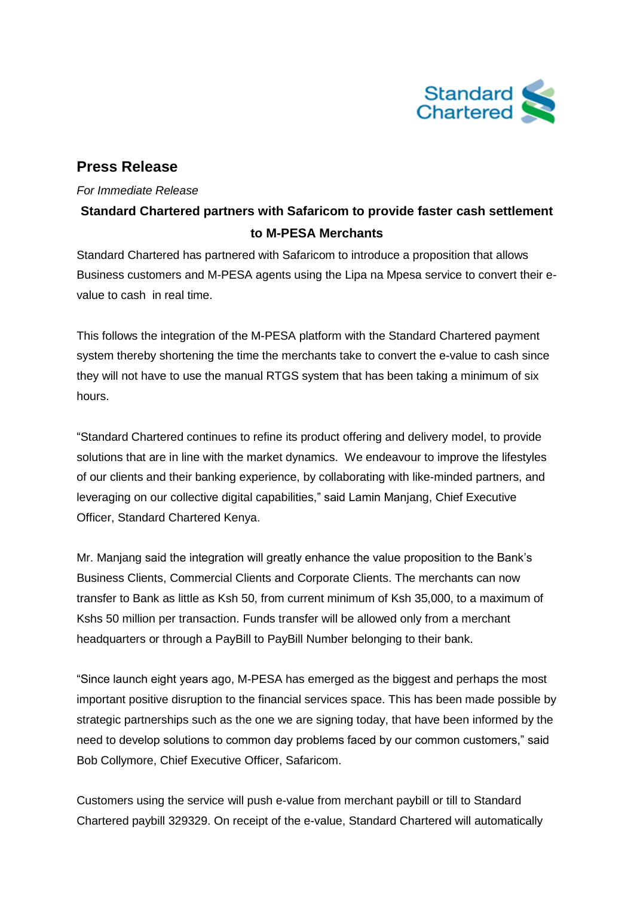Standard Chartered

## Press Release

*For Immediate Release*

**Standard Chartered partners with Safaricom to provide faster cash settlement to M-PESA Merchants**

Standard Chartered has partnered with Safaricom to introduce a proposition that allows Business customers and M-PESA agents using the Lipa na Mpesa service to convert their e-value to cash in real time.

This follows the integration of the M-PESA platform with the Standard Chartered payment system thereby shortening the time the merchants take to convert the e-value to cash since they will not have to use the manual RTGS system that has been taking a minimum of six hours.

"Standard Chartered continues to refine its product offering and delivery model, to provide solutions that are in line with the market dynamics. We endeavour to improve the lifestyles of our clients and their banking experience, by collaborating with like-minded partners, and leveraging on our collective digital capabilities," said Lamin Manjang, Chief Executive Officer, Standard Chartered Kenya.

Mr. Manjang said the integration will greatly enhance the value proposition to the Bank's Business Clients, Commercial Clients and Corporate Clients. The merchants can now transfer to Bank as little as Ksh 50, from current minimum of Ksh 35,000, to a maximum of Kshs 50 million per transaction. Funds transfer will be allowed only from a merchant headquarters or through a PayBill to PayBill Number belonging to their bank.

"Since launch eight years ago, M-PESA has emerged as the biggest and perhaps the most important positive disruption to the financial services space. This has been made possible by strategic partnerships such as the one we are signing today, that have been informed by the need to develop solutions to common day problems faced by our common customers," said Bob Collymore, Chief Executive Officer, Safaricom.

Customers using the service will push e-value from merchant paybill or till to Standard Chartered paybill 329329. On receipt of the e-value, Standard Chartered will automatically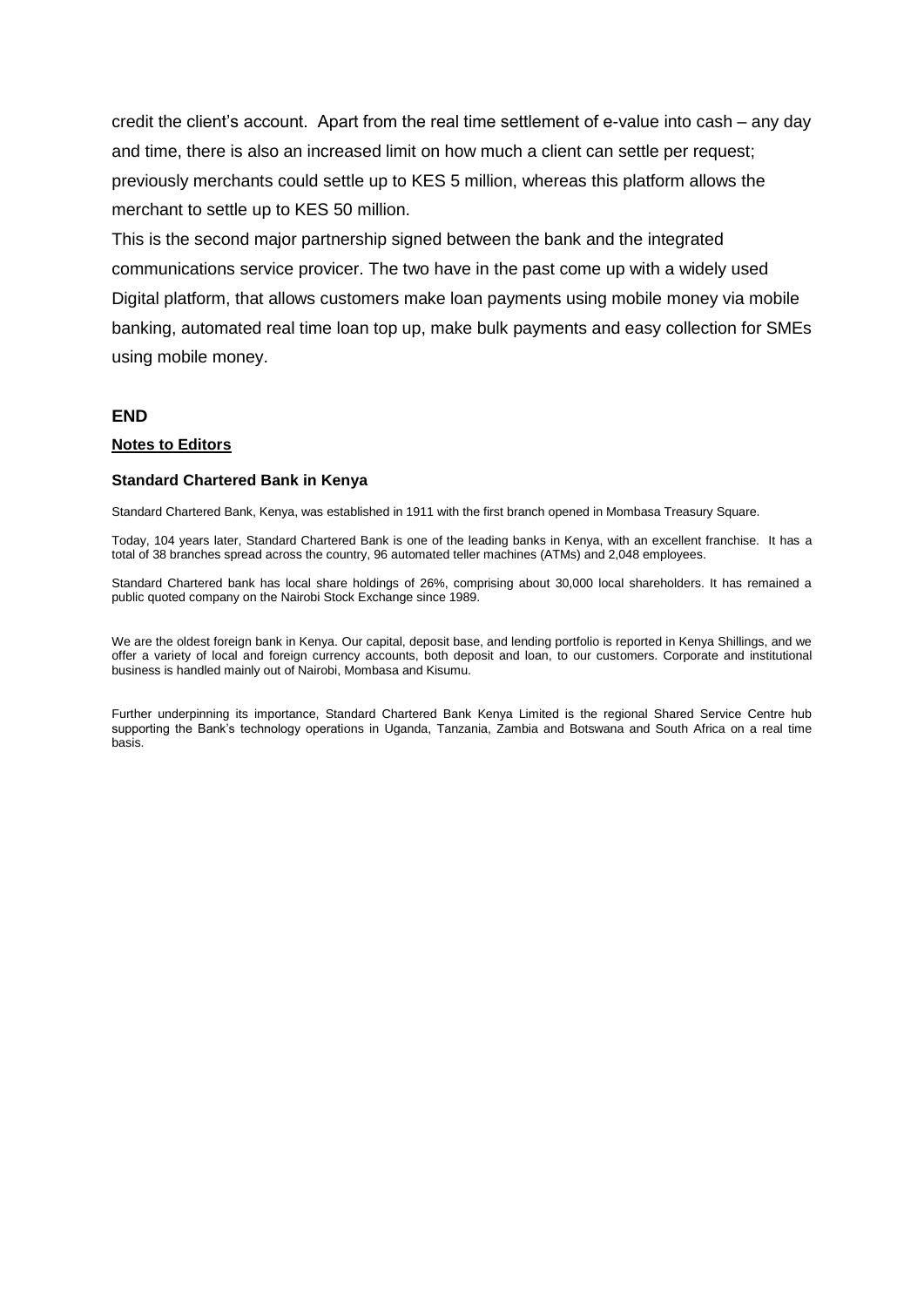credit the client's account. Apart from the real time settlement of e-value into cash – any day and time, there is also an increased limit on how much a client can settle per request; previously merchants could settle up to KES 5 million, whereas this platform allows the merchant to settle up to KES 50 million.

This is the second major partnership signed between the bank and the integrated communications service provicer. The two have in the past come up with a widely used Digital platform, that allows customers make loan payments using mobile money via mobile banking, automated real time loan top up, make bulk payments and easy collection for SMEs using mobile money.

**END**

**Notes to Editors**

**Standard Chartered Bank in Kenya**

Standard Chartered Bank, Kenya, was established in 1911 with the first branch opened in Mombasa Treasury Square.

Today, 104 years later, Standard Chartered Bank is one of the leading banks in Kenya, with an excellent franchise. It has a total of 38 branches spread across the country, 96 automated teller machines (ATMs) and 2,048 employees.

Standard Chartered bank has local share holdings of 26%, comprising about 30,000 local shareholders. It has remained a public quoted company on the Nairobi Stock Exchange since 1989.

We are the oldest foreign bank in Kenya. Our capital, deposit base, and lending portfolio is reported in Kenya Shillings, and we offer a variety of local and foreign currency accounts, both deposit and loan, to our customers. Corporate and institutional business is handled mainly out of Nairobi, Mombasa and Kisumu.

Further underpinning its importance, Standard Chartered Bank Kenya Limited is the regional Shared Service Centre hub supporting the Bank's technology operations in Uganda, Tanzania, Zambia and Botswana and South Africa on a real time basis.